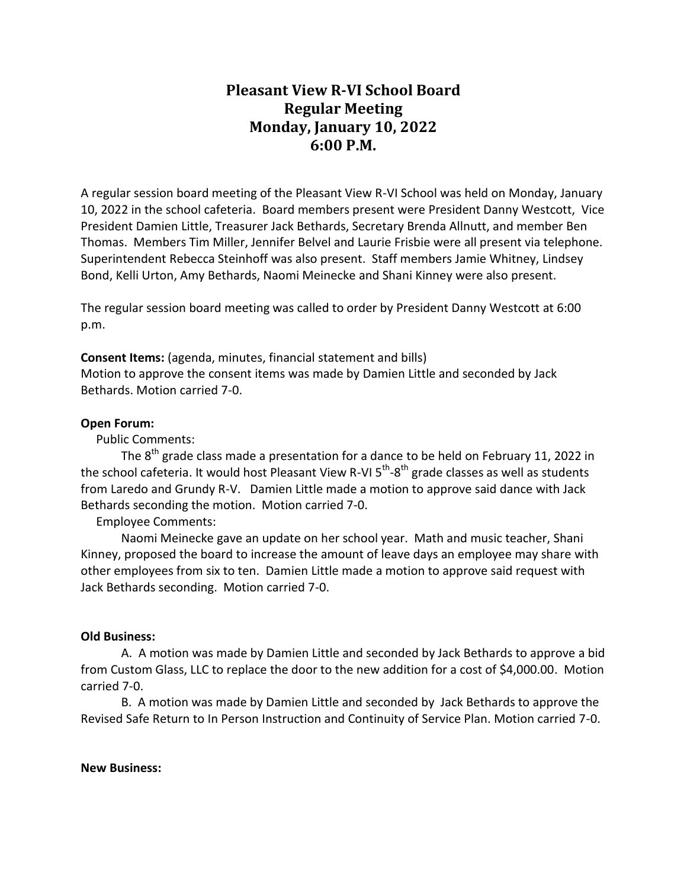# Pleasant View R-VI School Board
# Regular Meeting
# Monday, January 10, 2022
# 6:00 P.M.

A regular session board meeting of the Pleasant View R-VI School was held on Monday, January 10, 2022 in the school cafeteria. Board members present were President Danny Westcott, Vice President Damien Little, Treasurer Jack Bethards, Secretary Brenda Allnutt, and member Ben Thomas. Members Tim Miller, Jennifer Belvel and Laurie Frisbie were all present via telephone. Superintendent Rebecca Steinhoff was also present. Staff members Jamie Whitney, Lindsey Bond, Kelli Urton, Amy Bethards, Naomi Meinecke and Shani Kinney were also present.

The regular session board meeting was called to order by President Danny Westcott at 6:00 p.m.

**Consent Items:** (agenda, minutes, financial statement and bills)
Motion to approve the consent items was made by Damien Little and seconded by Jack Bethards. Motion carried 7-0.

**Open Forum:**

Public Comments:

The 8th grade class made a presentation for a dance to be held on February 11, 2022 in the school cafeteria. It would host Pleasant View R-VI 5th-8th grade classes as well as students from Laredo and Grundy R-V. Damien Little made a motion to approve said dance with Jack Bethards seconding the motion. Motion carried 7-0.

Employee Comments:

Naomi Meinecke gave an update on her school year. Math and music teacher, Shani Kinney, proposed the board to increase the amount of leave days an employee may share with other employees from six to ten. Damien Little made a motion to approve said request with Jack Bethards seconding. Motion carried 7-0.

**Old Business:**

A. A motion was made by Damien Little and seconded by Jack Bethards to approve a bid from Custom Glass, LLC to replace the door to the new addition for a cost of $4,000.00. Motion carried 7-0.

B. A motion was made by Damien Little and seconded by Jack Bethards to approve the Revised Safe Return to In Person Instruction and Continuity of Service Plan. Motion carried 7-0.

**New Business:**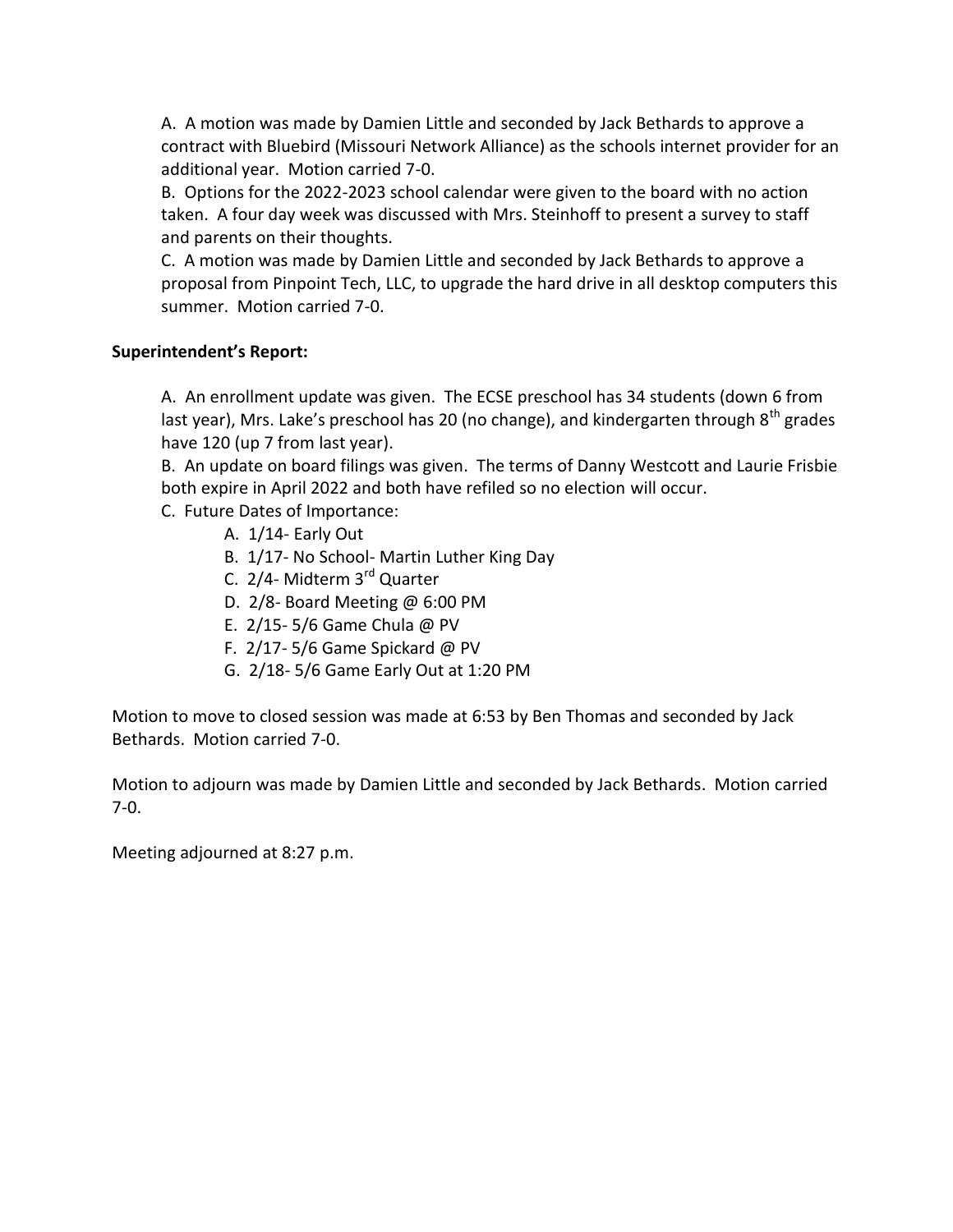A. A motion was made by Damien Little and seconded by Jack Bethards to approve a contract with Bluebird (Missouri Network Alliance) as the schools internet provider for an additional year. Motion carried 7-0.

B. Options for the 2022-2023 school calendar were given to the board with no action taken. A four day week was discussed with Mrs. Steinhoff to present a survey to staff and parents on their thoughts.

C. A motion was made by Damien Little and seconded by Jack Bethards to approve a proposal from Pinpoint Tech, LLC, to upgrade the hard drive in all desktop computers this summer. Motion carried 7-0.

**Superintendent's Report:**

A. An enrollment update was given. The ECSE preschool has 34 students (down 6 from last year), Mrs. Lake's preschool has 20 (no change), and kindergarten through 8th grades have 120 (up 7 from last year).

B. An update on board filings was given. The terms of Danny Westcott and Laurie Frisbie both expire in April 2022 and both have refiled so no election will occur.

C. Future Dates of Importance:

- A. 1/14- Early Out
- B. 1/17- No School- Martin Luther King Day
- C. 2/4- Midterm 3rd Quarter
- D. 2/8- Board Meeting @ 6:00 PM
- E. 2/15- 5/6 Game Chula @ PV
- F. 2/17- 5/6 Game Spickard @ PV
- G. 2/18- 5/6 Game Early Out at 1:20 PM

Motion to move to closed session was made at 6:53 by Ben Thomas and seconded by Jack Bethards. Motion carried 7-0.

Motion to adjourn was made by Damien Little and seconded by Jack Bethards. Motion carried 7-0.

Meeting adjourned at 8:27 p.m.